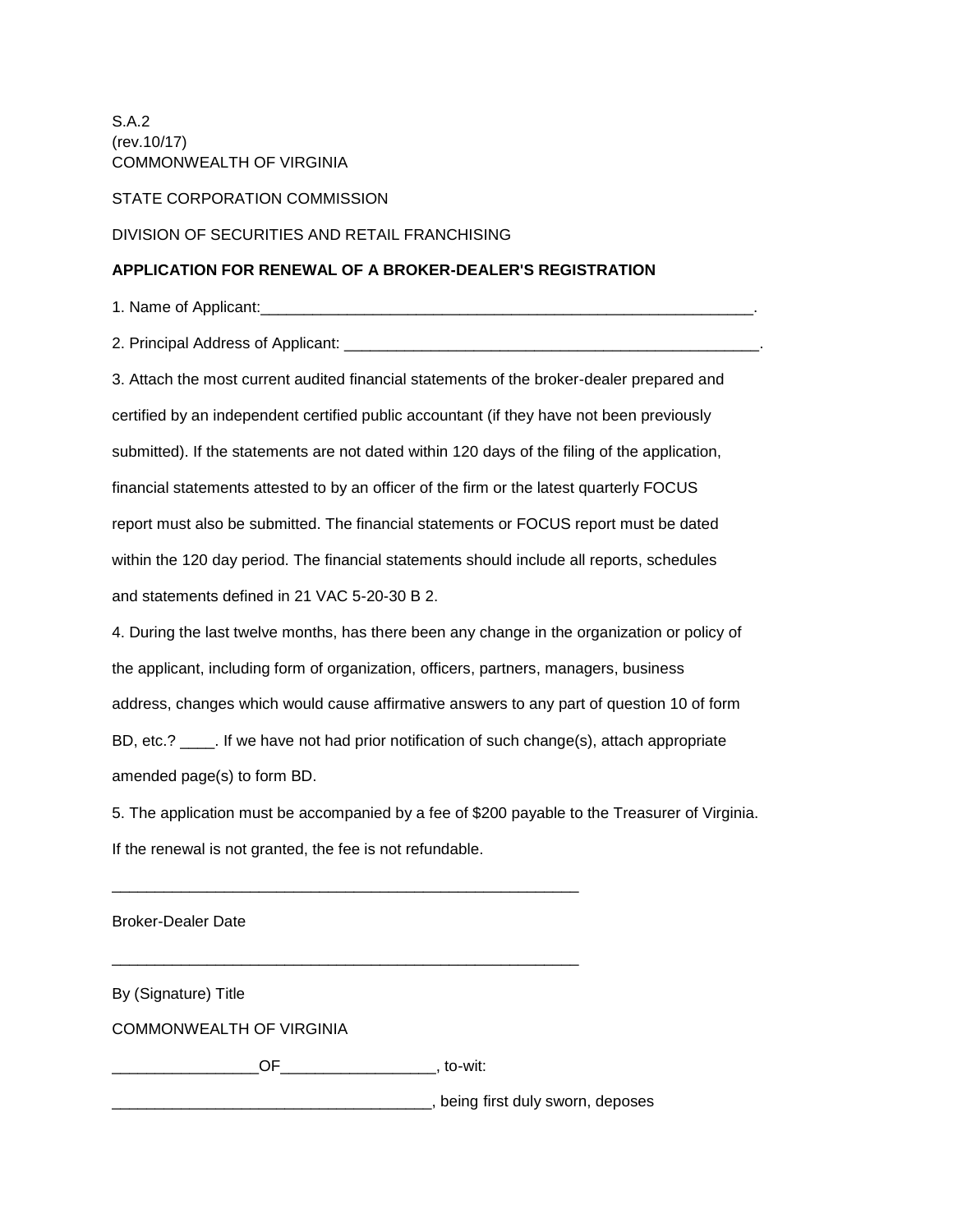S.A.2
(rev.10/17)
COMMONWEALTH OF VIRGINIA

STATE CORPORATION COMMISSION

DIVISION OF SECURITIES AND RETAIL FRANCHISING

**APPLICATION FOR RENEWAL OF A BROKER-DEALER'S REGISTRATION**

1. Name of Applicant:____________________________________________________________.

2. Principal Address of Applicant: ___________________________________________________.

3. Attach the most current audited financial statements of the broker-dealer prepared and certified by an independent certified public accountant (if they have not been previously submitted). If the statements are not dated within 120 days of the filing of the application, financial statements attested to by an officer of the firm or the latest quarterly FOCUS report must also be submitted. The financial statements or FOCUS report must be dated within the 120 day period. The financial statements should include all reports, schedules and statements defined in 21 VAC 5-20-30 B 2.

4. During the last twelve months, has there been any change in the organization or policy of the applicant, including form of organization, officers, partners, managers, business address, changes which would cause affirmative answers to any part of question 10 of form BD, etc.? ____. If we have not had prior notification of such change(s), attach appropriate amended page(s) to form BD.

5. The application must be accompanied by a fee of $200 payable to the Treasurer of Virginia. If the renewal is not granted, the fee is not refundable.

________________________________________________________

Broker-Dealer Date

________________________________________________________

By (Signature) Title

COMMONWEALTH OF VIRGINIA

_________________OF__________________, to-wit:

_____________________________________, being first duly sworn, deposes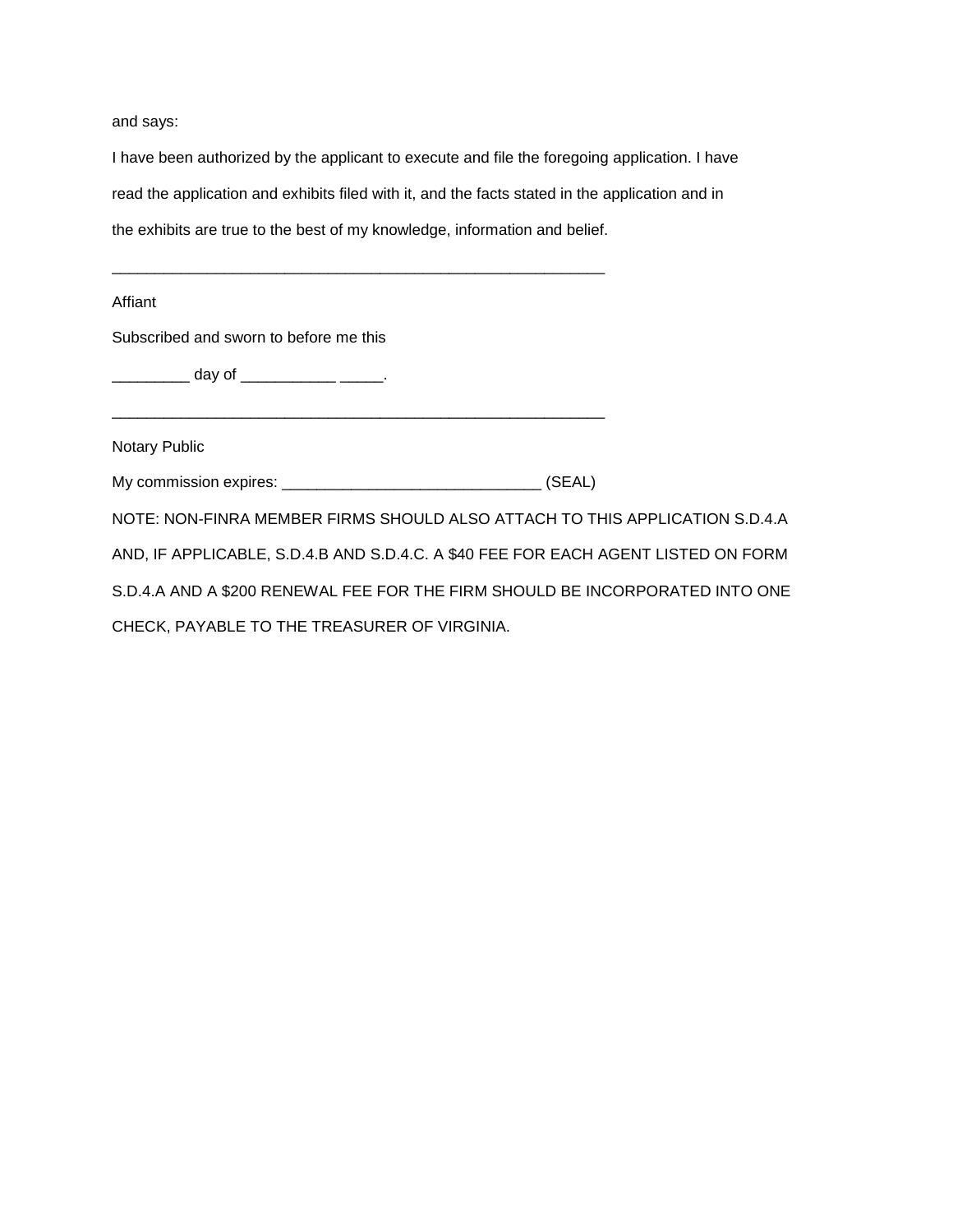and says:

I have been authorized by the applicant to execute and file the foregoing application. I have read the application and exhibits filed with it, and the facts stated in the application and in the exhibits are true to the best of my knowledge, information and belief.

____________________________________________________________

Affiant

Subscribed and sworn to before me this

_________ day of ___________ _____.

____________________________________________________________

Notary Public

My commission expires: ______________________________ (SEAL)

NOTE: NON-FINRA MEMBER FIRMS SHOULD ALSO ATTACH TO THIS APPLICATION S.D.4.A AND, IF APPLICABLE, S.D.4.B AND S.D.4.C. A $40 FEE FOR EACH AGENT LISTED ON FORM S.D.4.A AND A $200 RENEWAL FEE FOR THE FIRM SHOULD BE INCORPORATED INTO ONE CHECK, PAYABLE TO THE TREASURER OF VIRGINIA.